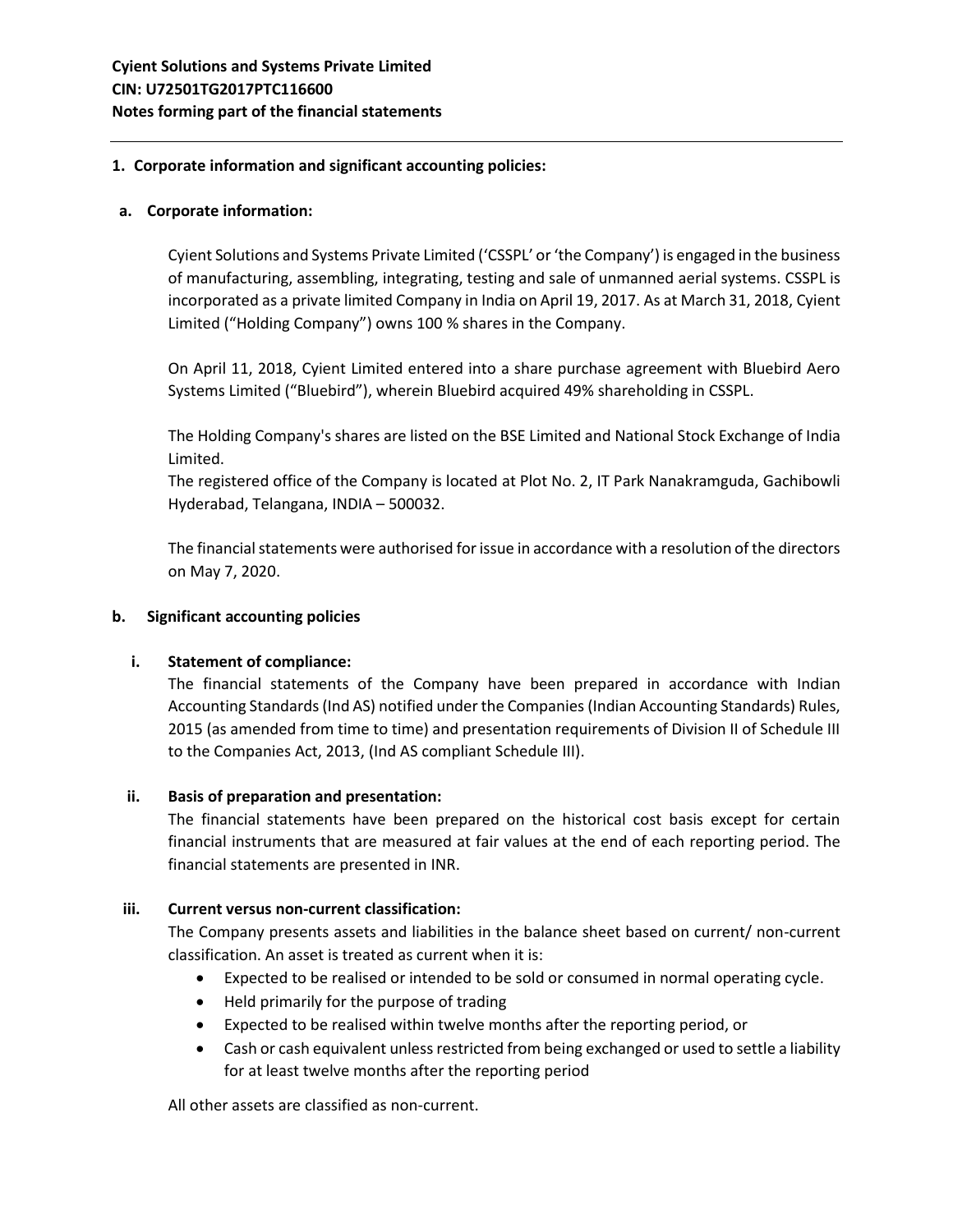**Cyient Solutions and Systems Private Limited**
**CIN: U72501TG2017PTC116600**
**Notes forming part of the financial statements**

---

## 1. Corporate information and significant accounting policies:

### a. Corporate information:

Cyient Solutions and Systems Private Limited ('CSSPL' or 'the Company') is engaged in the business of manufacturing, assembling, integrating, testing and sale of unmanned aerial systems. CSSPL is incorporated as a private limited Company in India on April 19, 2017. As at March 31, 2018, Cyient Limited ("Holding Company") owns 100 % shares in the Company.

On April 11, 2018, Cyient Limited entered into a share purchase agreement with Bluebird Aero Systems Limited ("Bluebird"), wherein Bluebird acquired 49% shareholding in CSSPL.

The Holding Company's shares are listed on the BSE Limited and National Stock Exchange of India Limited.
The registered office of the Company is located at Plot No. 2, IT Park Nanakramguda, Gachibowli Hyderabad, Telangana, INDIA – 500032.

The financial statements were authorised for issue in accordance with a resolution of the directors on May 7, 2020.

### b. Significant accounting policies

**i. Statement of compliance:**

The financial statements of the Company have been prepared in accordance with Indian Accounting Standards (Ind AS) notified under the Companies (Indian Accounting Standards) Rules, 2015 (as amended from time to time) and presentation requirements of Division II of Schedule III to the Companies Act, 2013, (Ind AS compliant Schedule III).

**ii. Basis of preparation and presentation:**

The financial statements have been prepared on the historical cost basis except for certain financial instruments that are measured at fair values at the end of each reporting period. The financial statements are presented in INR.

**iii. Current versus non-current classification:**

The Company presents assets and liabilities in the balance sheet based on current/ non-current classification. An asset is treated as current when it is:

- Expected to be realised or intended to be sold or consumed in normal operating cycle.
- Held primarily for the purpose of trading
- Expected to be realised within twelve months after the reporting period, or
- Cash or cash equivalent unless restricted from being exchanged or used to settle a liability for at least twelve months after the reporting period

All other assets are classified as non-current.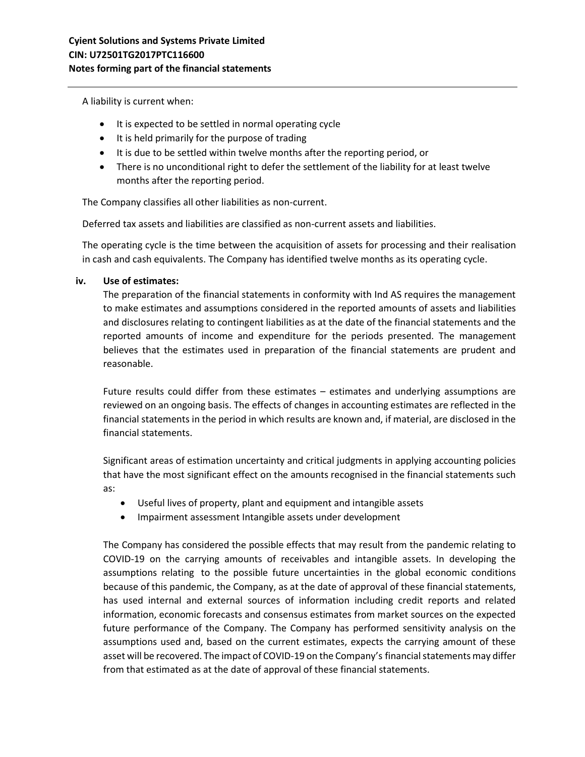A liability is current when:

- It is expected to be settled in normal operating cycle
- It is held primarily for the purpose of trading
- It is due to be settled within twelve months after the reporting period, or
- There is no unconditional right to defer the settlement of the liability for at least twelve months after the reporting period.

The Company classifies all other liabilities as non-current.

Deferred tax assets and liabilities are classified as non-current assets and liabilities.

The operating cycle is the time between the acquisition of assets for processing and their realisation in cash and cash equivalents. The Company has identified twelve months as its operating cycle.

**iv. Use of estimates:**

The preparation of the financial statements in conformity with Ind AS requires the management to make estimates and assumptions considered in the reported amounts of assets and liabilities and disclosures relating to contingent liabilities as at the date of the financial statements and the reported amounts of income and expenditure for the periods presented. The management believes that the estimates used in preparation of the financial statements are prudent and reasonable.

Future results could differ from these estimates – estimates and underlying assumptions are reviewed on an ongoing basis. The effects of changes in accounting estimates are reflected in the financial statements in the period in which results are known and, if material, are disclosed in the financial statements.

Significant areas of estimation uncertainty and critical judgments in applying accounting policies that have the most significant effect on the amounts recognised in the financial statements such as:

- Useful lives of property, plant and equipment and intangible assets
- Impairment assessment Intangible assets under development

The Company has considered the possible effects that may result from the pandemic relating to COVID-19 on the carrying amounts of receivables and intangible assets. In developing the assumptions relating to the possible future uncertainties in the global economic conditions because of this pandemic, the Company, as at the date of approval of these financial statements, has used internal and external sources of information including credit reports and related information, economic forecasts and consensus estimates from market sources on the expected future performance of the Company. The Company has performed sensitivity analysis on the assumptions used and, based on the current estimates, expects the carrying amount of these asset will be recovered. The impact of COVID-19 on the Company's financial statements may differ from that estimated as at the date of approval of these financial statements.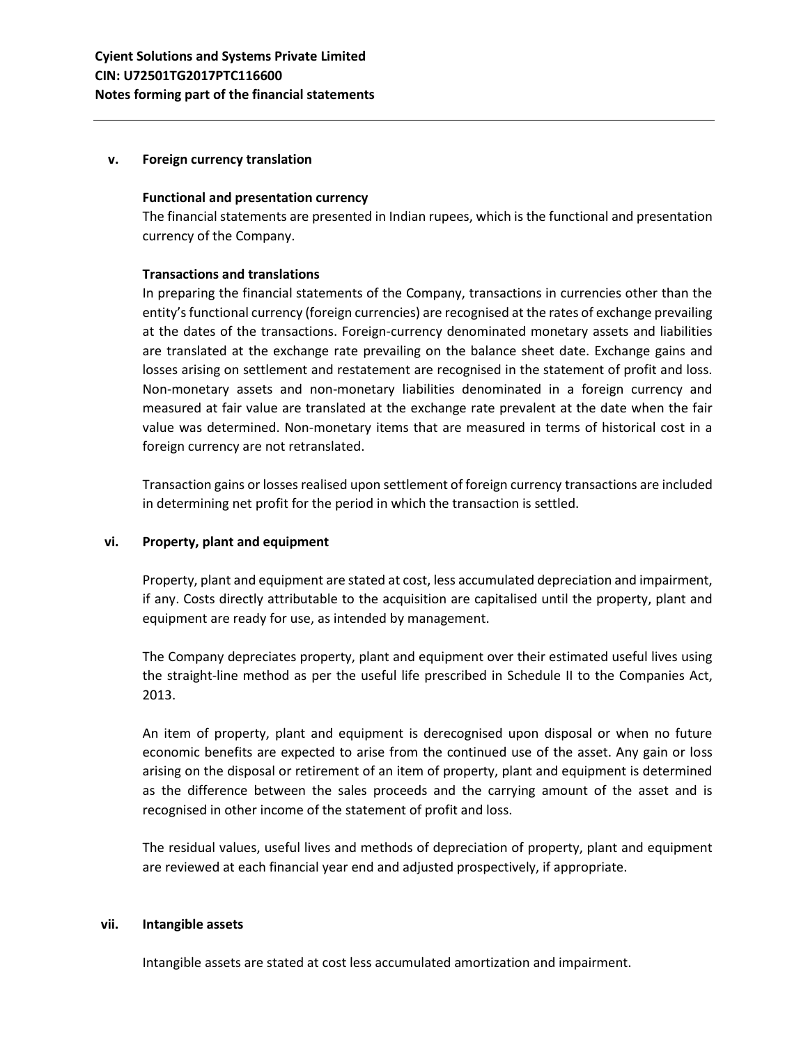### v. Foreign currency translation

**Functional and presentation currency**

The financial statements are presented in Indian rupees, which is the functional and presentation currency of the Company.

**Transactions and translations**

In preparing the financial statements of the Company, transactions in currencies other than the entity's functional currency (foreign currencies) are recognised at the rates of exchange prevailing at the dates of the transactions. Foreign-currency denominated monetary assets and liabilities are translated at the exchange rate prevailing on the balance sheet date. Exchange gains and losses arising on settlement and restatement are recognised in the statement of profit and loss. Non-monetary assets and non-monetary liabilities denominated in a foreign currency and measured at fair value are translated at the exchange rate prevalent at the date when the fair value was determined. Non-monetary items that are measured in terms of historical cost in a foreign currency are not retranslated.

Transaction gains or losses realised upon settlement of foreign currency transactions are included in determining net profit for the period in which the transaction is settled.

### vi. Property, plant and equipment

Property, plant and equipment are stated at cost, less accumulated depreciation and impairment, if any. Costs directly attributable to the acquisition are capitalised until the property, plant and equipment are ready for use, as intended by management.

The Company depreciates property, plant and equipment over their estimated useful lives using the straight-line method as per the useful life prescribed in Schedule II to the Companies Act, 2013.

An item of property, plant and equipment is derecognised upon disposal or when no future economic benefits are expected to arise from the continued use of the asset. Any gain or loss arising on the disposal or retirement of an item of property, plant and equipment is determined as the difference between the sales proceeds and the carrying amount of the asset and is recognised in other income of the statement of profit and loss.

The residual values, useful lives and methods of depreciation of property, plant and equipment are reviewed at each financial year end and adjusted prospectively, if appropriate.

### vii. Intangible assets

Intangible assets are stated at cost less accumulated amortization and impairment.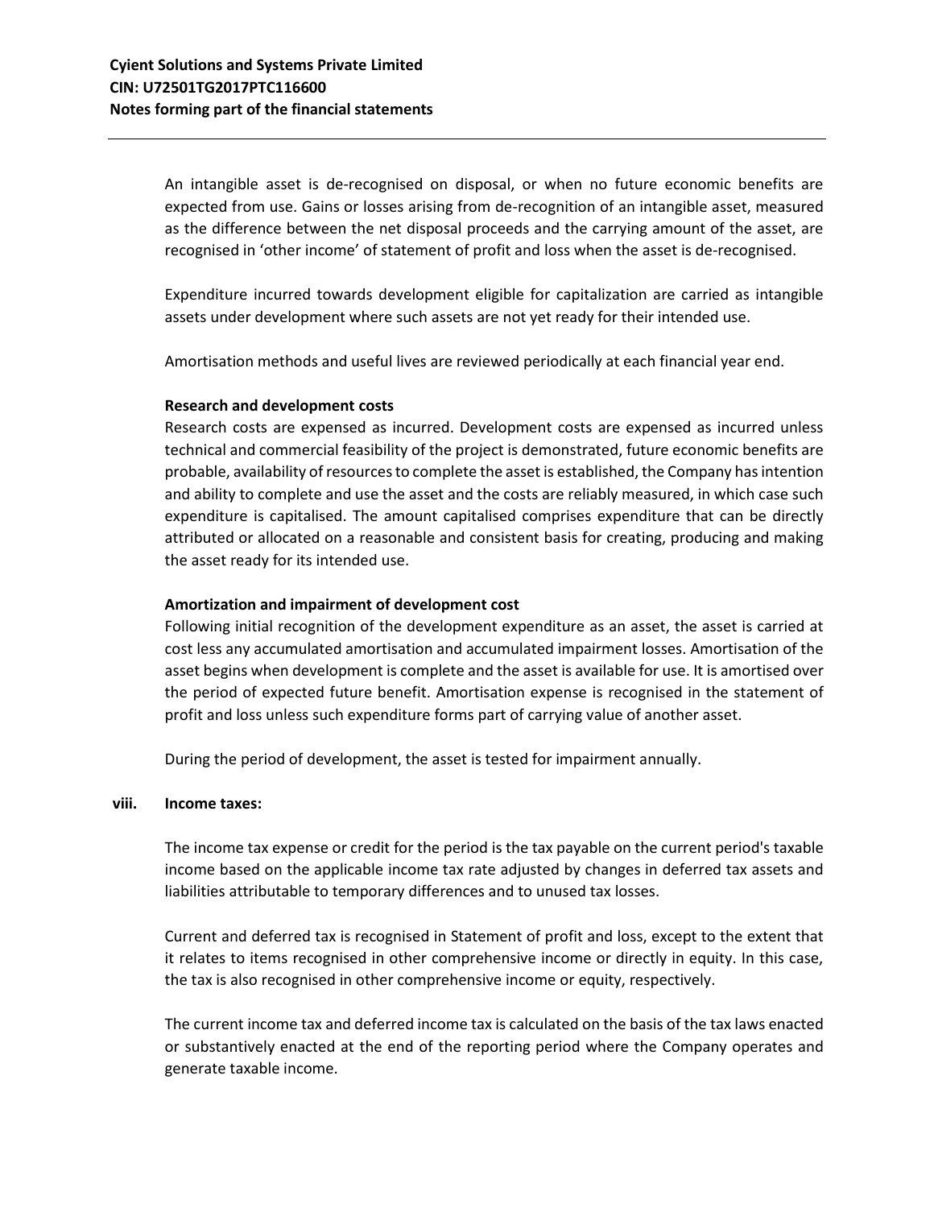An intangible asset is de-recognised on disposal, or when no future economic benefits are expected from use. Gains or losses arising from de-recognition of an intangible asset, measured as the difference between the net disposal proceeds and the carrying amount of the asset, are recognised in 'other income' of statement of profit and loss when the asset is de-recognised.

Expenditure incurred towards development eligible for capitalization are carried as intangible assets under development where such assets are not yet ready for their intended use.

Amortisation methods and useful lives are reviewed periodically at each financial year end.

**Research and development costs**

Research costs are expensed as incurred. Development costs are expensed as incurred unless technical and commercial feasibility of the project is demonstrated, future economic benefits are probable, availability of resources to complete the asset is established, the Company has intention and ability to complete and use the asset and the costs are reliably measured, in which case such expenditure is capitalised. The amount capitalised comprises expenditure that can be directly attributed or allocated on a reasonable and consistent basis for creating, producing and making the asset ready for its intended use.

**Amortization and impairment of development cost**

Following initial recognition of the development expenditure as an asset, the asset is carried at cost less any accumulated amortisation and accumulated impairment losses. Amortisation of the asset begins when development is complete and the asset is available for use. It is amortised over the period of expected future benefit. Amortisation expense is recognised in the statement of profit and loss unless such expenditure forms part of carrying value of another asset.

During the period of development, the asset is tested for impairment annually.

**viii. Income taxes:**

The income tax expense or credit for the period is the tax payable on the current period's taxable income based on the applicable income tax rate adjusted by changes in deferred tax assets and liabilities attributable to temporary differences and to unused tax losses.

Current and deferred tax is recognised in Statement of profit and loss, except to the extent that it relates to items recognised in other comprehensive income or directly in equity. In this case, the tax is also recognised in other comprehensive income or equity, respectively.

The current income tax and deferred income tax is calculated on the basis of the tax laws enacted or substantively enacted at the end of the reporting period where the Company operates and generate taxable income.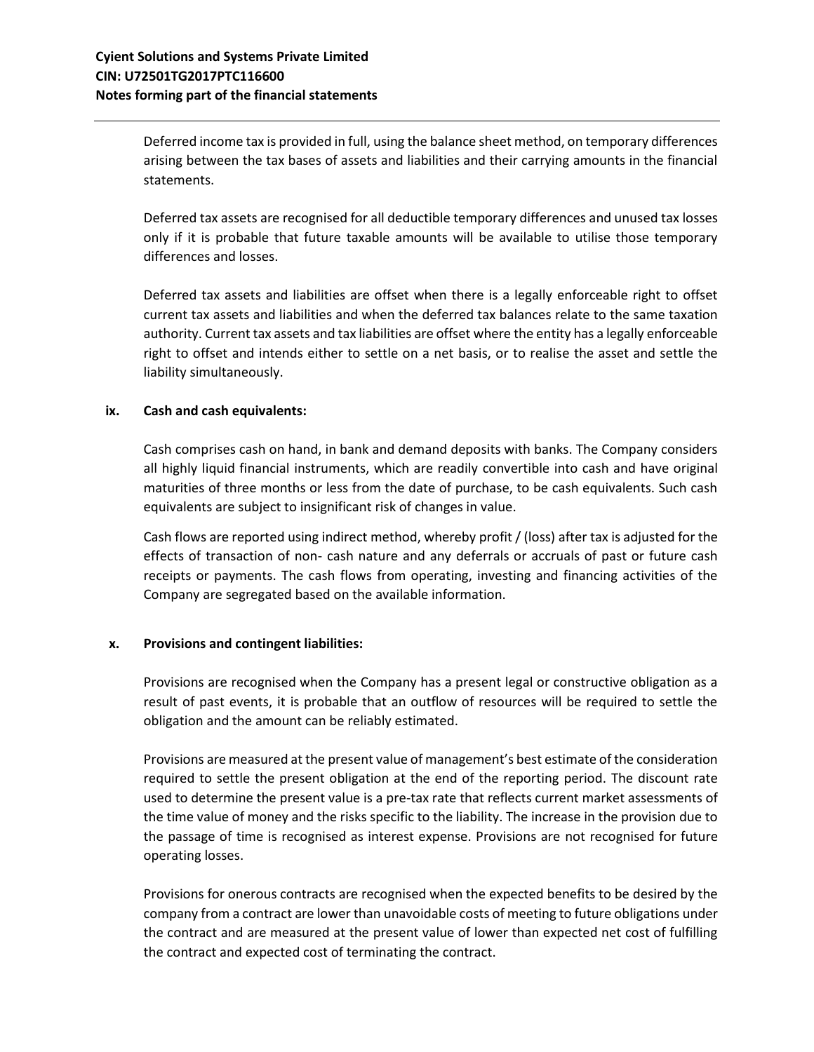Deferred income tax is provided in full, using the balance sheet method, on temporary differences arising between the tax bases of assets and liabilities and their carrying amounts in the financial statements.

Deferred tax assets are recognised for all deductible temporary differences and unused tax losses only if it is probable that future taxable amounts will be available to utilise those temporary differences and losses.

Deferred tax assets and liabilities are offset when there is a legally enforceable right to offset current tax assets and liabilities and when the deferred tax balances relate to the same taxation authority. Current tax assets and tax liabilities are offset where the entity has a legally enforceable right to offset and intends either to settle on a net basis, or to realise the asset and settle the liability simultaneously.

**ix. Cash and cash equivalents:**

Cash comprises cash on hand, in bank and demand deposits with banks. The Company considers all highly liquid financial instruments, which are readily convertible into cash and have original maturities of three months or less from the date of purchase, to be cash equivalents. Such cash equivalents are subject to insignificant risk of changes in value.

Cash flows are reported using indirect method, whereby profit / (loss) after tax is adjusted for the effects of transaction of non- cash nature and any deferrals or accruals of past or future cash receipts or payments. The cash flows from operating, investing and financing activities of the Company are segregated based on the available information.

**x. Provisions and contingent liabilities:**

Provisions are recognised when the Company has a present legal or constructive obligation as a result of past events, it is probable that an outflow of resources will be required to settle the obligation and the amount can be reliably estimated.

Provisions are measured at the present value of management's best estimate of the consideration required to settle the present obligation at the end of the reporting period. The discount rate used to determine the present value is a pre-tax rate that reflects current market assessments of the time value of money and the risks specific to the liability. The increase in the provision due to the passage of time is recognised as interest expense. Provisions are not recognised for future operating losses.

Provisions for onerous contracts are recognised when the expected benefits to be desired by the company from a contract are lower than unavoidable costs of meeting to future obligations under the contract and are measured at the present value of lower than expected net cost of fulfilling the contract and expected cost of terminating the contract.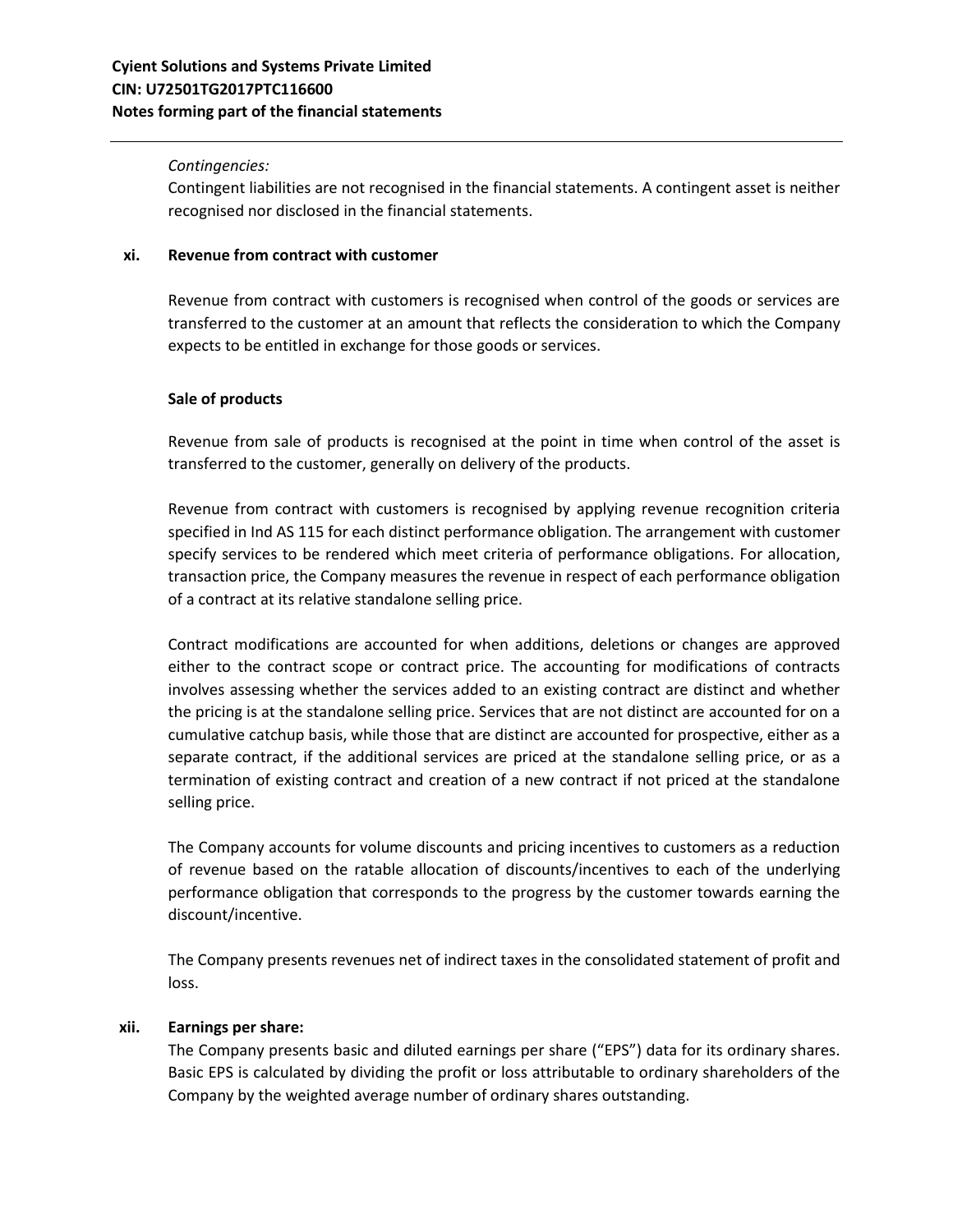*Contingencies:*
Contingent liabilities are not recognised in the financial statements. A contingent asset is neither recognised nor disclosed in the financial statements.

**xi. Revenue from contract with customer**

Revenue from contract with customers is recognised when control of the goods or services are transferred to the customer at an amount that reflects the consideration to which the Company expects to be entitled in exchange for those goods or services.

**Sale of products**

Revenue from sale of products is recognised at the point in time when control of the asset is transferred to the customer, generally on delivery of the products.

Revenue from contract with customers is recognised by applying revenue recognition criteria specified in Ind AS 115 for each distinct performance obligation. The arrangement with customer specify services to be rendered which meet criteria of performance obligations. For allocation, transaction price, the Company measures the revenue in respect of each performance obligation of a contract at its relative standalone selling price.

Contract modifications are accounted for when additions, deletions or changes are approved either to the contract scope or contract price. The accounting for modifications of contracts involves assessing whether the services added to an existing contract are distinct and whether the pricing is at the standalone selling price. Services that are not distinct are accounted for on a cumulative catchup basis, while those that are distinct are accounted for prospective, either as a separate contract, if the additional services are priced at the standalone selling price, or as a termination of existing contract and creation of a new contract if not priced at the standalone selling price.

The Company accounts for volume discounts and pricing incentives to customers as a reduction of revenue based on the ratable allocation of discounts/incentives to each of the underlying performance obligation that corresponds to the progress by the customer towards earning the discount/incentive.

The Company presents revenues net of indirect taxes in the consolidated statement of profit and loss.

**xii. Earnings per share:**
The Company presents basic and diluted earnings per share ("EPS") data for its ordinary shares. Basic EPS is calculated by dividing the profit or loss attributable to ordinary shareholders of the Company by the weighted average number of ordinary shares outstanding.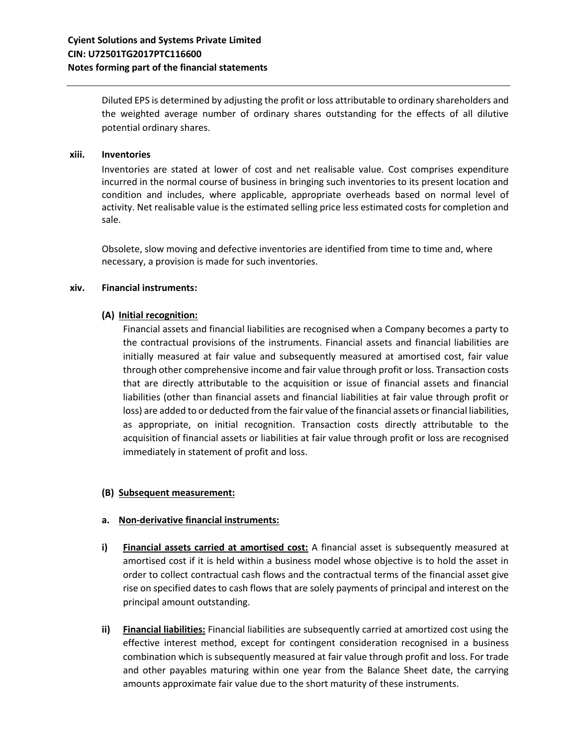Diluted EPS is determined by adjusting the profit or loss attributable to ordinary shareholders and the weighted average number of ordinary shares outstanding for the effects of all dilutive potential ordinary shares.

**xiii. Inventories**

Inventories are stated at lower of cost and net realisable value. Cost comprises expenditure incurred in the normal course of business in bringing such inventories to its present location and condition and includes, where applicable, appropriate overheads based on normal level of activity. Net realisable value is the estimated selling price less estimated costs for completion and sale.

Obsolete, slow moving and defective inventories are identified from time to time and, where necessary, a provision is made for such inventories.

**xiv. Financial instruments:**

**(A) Initial recognition:**

Financial assets and financial liabilities are recognised when a Company becomes a party to the contractual provisions of the instruments. Financial assets and financial liabilities are initially measured at fair value and subsequently measured at amortised cost, fair value through other comprehensive income and fair value through profit or loss. Transaction costs that are directly attributable to the acquisition or issue of financial assets and financial liabilities (other than financial assets and financial liabilities at fair value through profit or loss) are added to or deducted from the fair value of the financial assets or financial liabilities, as appropriate, on initial recognition. Transaction costs directly attributable to the acquisition of financial assets or liabilities at fair value through profit or loss are recognised immediately in statement of profit and loss.

**(B) Subsequent measurement:**

**a. Non-derivative financial instruments:**

**i) Financial assets carried at amortised cost:** A financial asset is subsequently measured at amortised cost if it is held within a business model whose objective is to hold the asset in order to collect contractual cash flows and the contractual terms of the financial asset give rise on specified dates to cash flows that are solely payments of principal and interest on the principal amount outstanding.

**ii) Financial liabilities:** Financial liabilities are subsequently carried at amortized cost using the effective interest method, except for contingent consideration recognised in a business combination which is subsequently measured at fair value through profit and loss. For trade and other payables maturing within one year from the Balance Sheet date, the carrying amounts approximate fair value due to the short maturity of these instruments.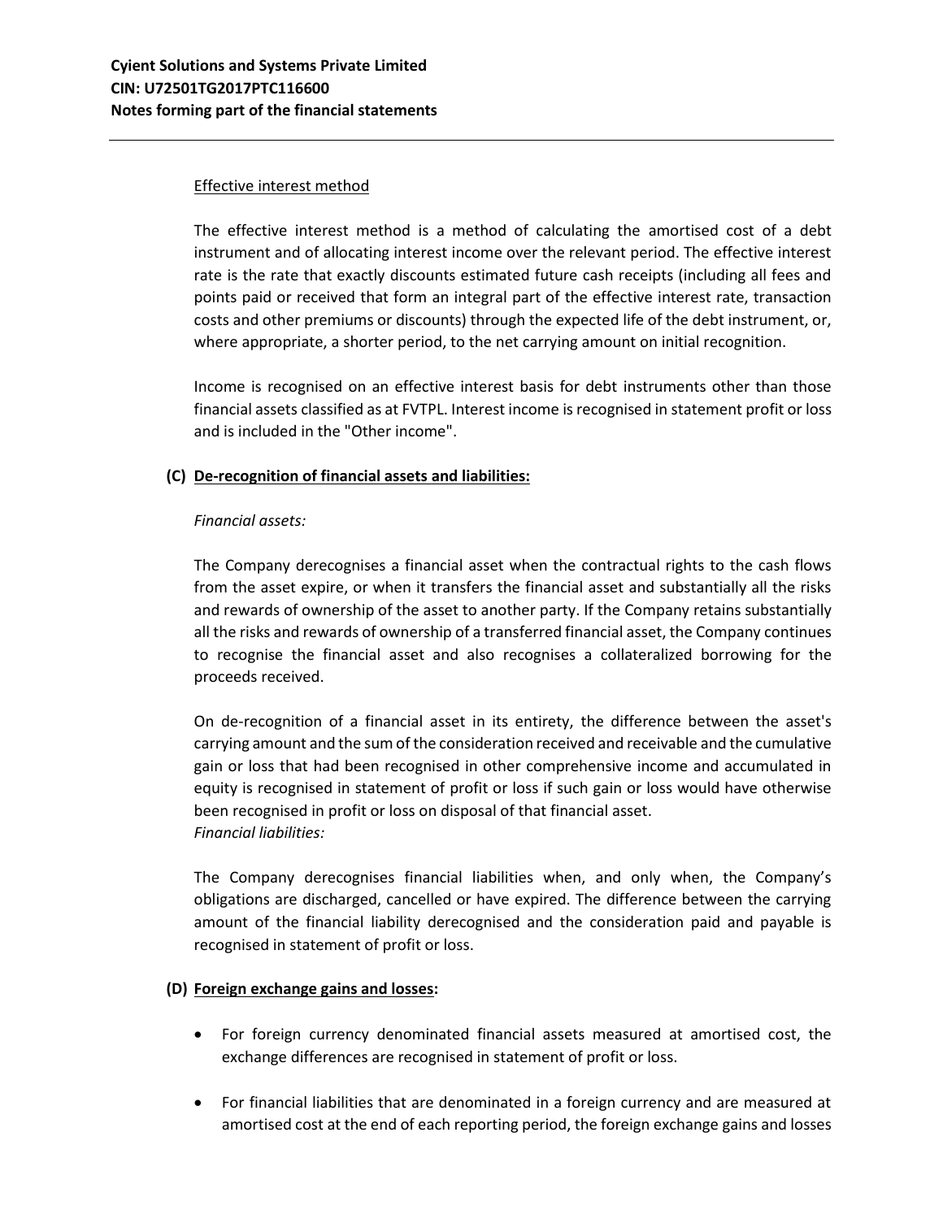Effective interest method

The effective interest method is a method of calculating the amortised cost of a debt instrument and of allocating interest income over the relevant period. The effective interest rate is the rate that exactly discounts estimated future cash receipts (including all fees and points paid or received that form an integral part of the effective interest rate, transaction costs and other premiums or discounts) through the expected life of the debt instrument, or, where appropriate, a shorter period, to the net carrying amount on initial recognition.

Income is recognised on an effective interest basis for debt instruments other than those financial assets classified as at FVTPL. Interest income is recognised in statement profit or loss and is included in the "Other income".

**(C) De-recognition of financial assets and liabilities:**

*Financial assets:*

The Company derecognises a financial asset when the contractual rights to the cash flows from the asset expire, or when it transfers the financial asset and substantially all the risks and rewards of ownership of the asset to another party. If the Company retains substantially all the risks and rewards of ownership of a transferred financial asset, the Company continues to recognise the financial asset and also recognises a collateralized borrowing for the proceeds received.

On de-recognition of a financial asset in its entirety, the difference between the asset's carrying amount and the sum of the consideration received and receivable and the cumulative gain or loss that had been recognised in other comprehensive income and accumulated in equity is recognised in statement of profit or loss if such gain or loss would have otherwise been recognised in profit or loss on disposal of that financial asset.

*Financial liabilities:*

The Company derecognises financial liabilities when, and only when, the Company's obligations are discharged, cancelled or have expired. The difference between the carrying amount of the financial liability derecognised and the consideration paid and payable is recognised in statement of profit or loss.

**(D) Foreign exchange gains and losses:**

- For foreign currency denominated financial assets measured at amortised cost, the exchange differences are recognised in statement of profit or loss.

- For financial liabilities that are denominated in a foreign currency and are measured at amortised cost at the end of each reporting period, the foreign exchange gains and losses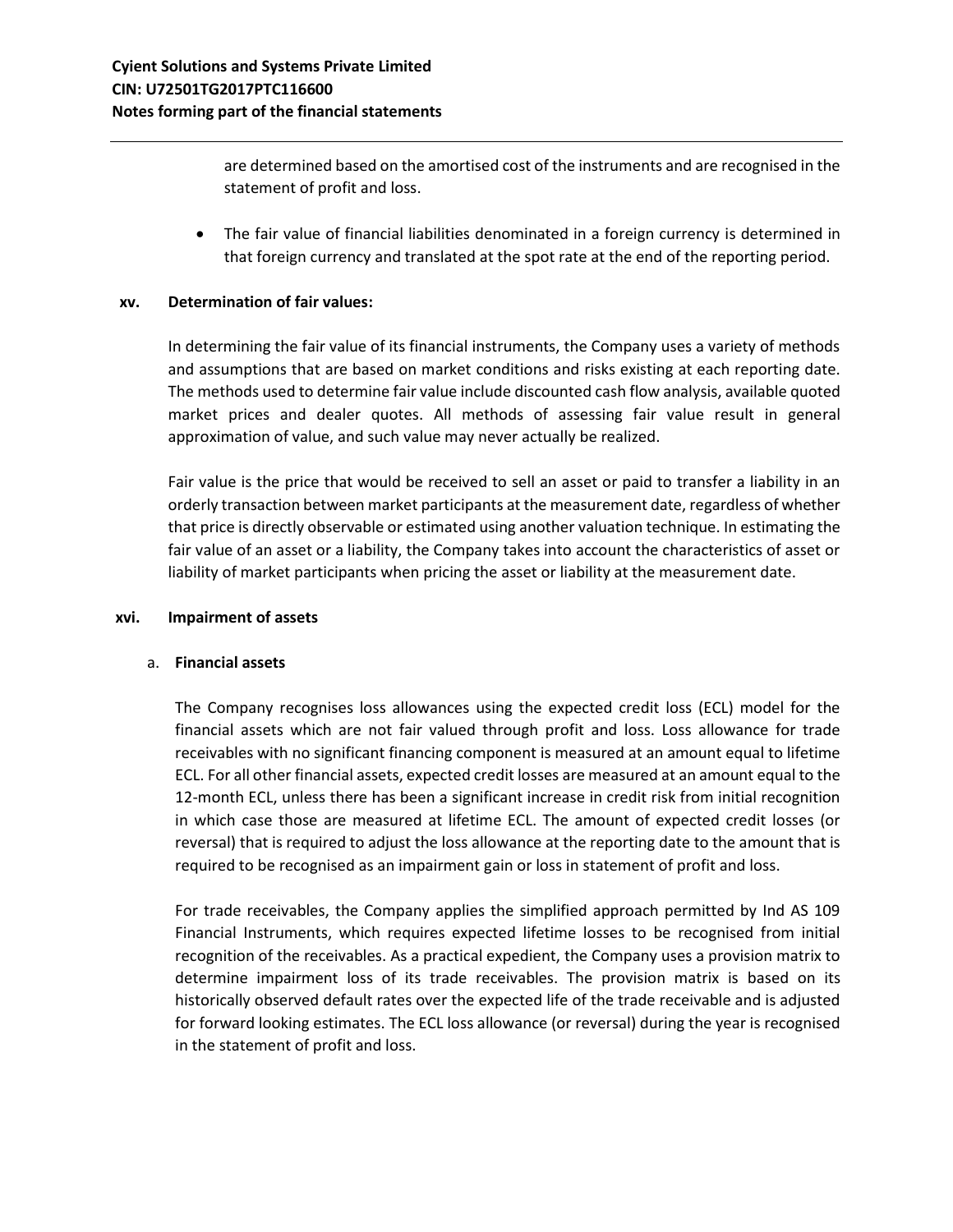are determined based on the amortised cost of the instruments and are recognised in the statement of profit and loss.

- The fair value of financial liabilities denominated in a foreign currency is determined in that foreign currency and translated at the spot rate at the end of the reporting period.

**xv. Determination of fair values:**

In determining the fair value of its financial instruments, the Company uses a variety of methods and assumptions that are based on market conditions and risks existing at each reporting date. The methods used to determine fair value include discounted cash flow analysis, available quoted market prices and dealer quotes. All methods of assessing fair value result in general approximation of value, and such value may never actually be realized.

Fair value is the price that would be received to sell an asset or paid to transfer a liability in an orderly transaction between market participants at the measurement date, regardless of whether that price is directly observable or estimated using another valuation technique. In estimating the fair value of an asset or a liability, the Company takes into account the characteristics of asset or liability of market participants when pricing the asset or liability at the measurement date.

**xvi. Impairment of assets**

a. **Financial assets**

The Company recognises loss allowances using the expected credit loss (ECL) model for the financial assets which are not fair valued through profit and loss. Loss allowance for trade receivables with no significant financing component is measured at an amount equal to lifetime ECL. For all other financial assets, expected credit losses are measured at an amount equal to the 12-month ECL, unless there has been a significant increase in credit risk from initial recognition in which case those are measured at lifetime ECL. The amount of expected credit losses (or reversal) that is required to adjust the loss allowance at the reporting date to the amount that is required to be recognised as an impairment gain or loss in statement of profit and loss.

For trade receivables, the Company applies the simplified approach permitted by Ind AS 109 Financial Instruments, which requires expected lifetime losses to be recognised from initial recognition of the receivables. As a practical expedient, the Company uses a provision matrix to determine impairment loss of its trade receivables. The provision matrix is based on its historically observed default rates over the expected life of the trade receivable and is adjusted for forward looking estimates. The ECL loss allowance (or reversal) during the year is recognised in the statement of profit and loss.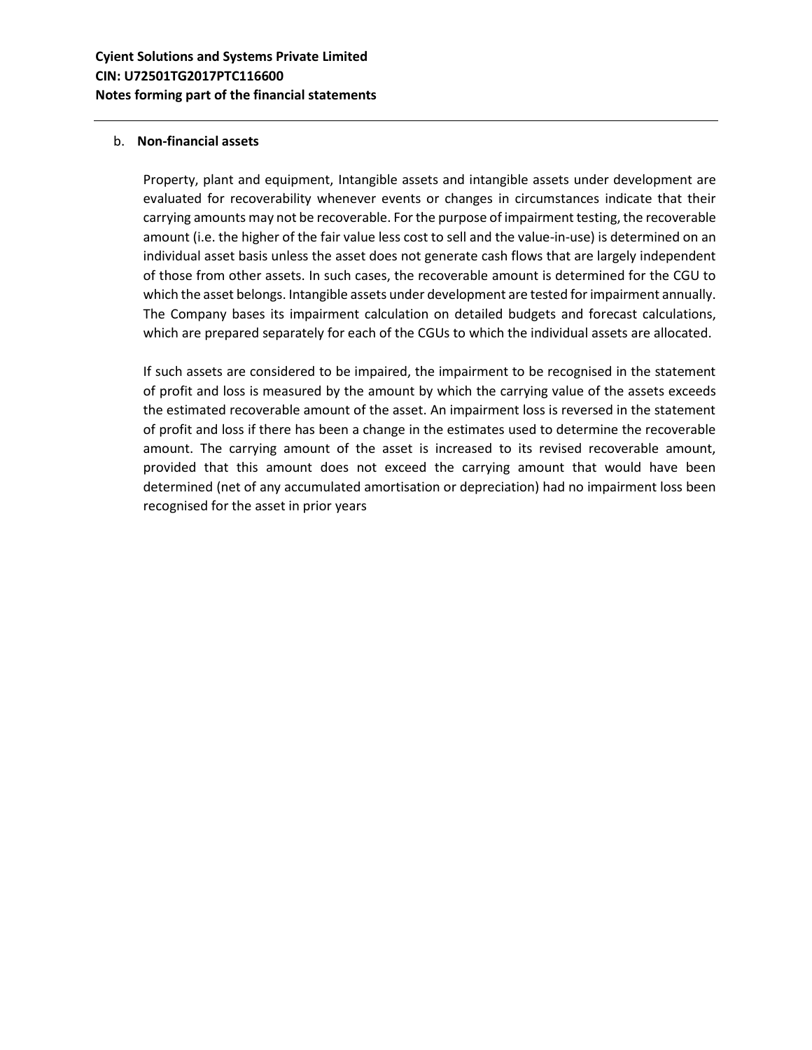b. **Non-financial assets**

Property, plant and equipment, Intangible assets and intangible assets under development are evaluated for recoverability whenever events or changes in circumstances indicate that their carrying amounts may not be recoverable. For the purpose of impairment testing, the recoverable amount (i.e. the higher of the fair value less cost to sell and the value-in-use) is determined on an individual asset basis unless the asset does not generate cash flows that are largely independent of those from other assets. In such cases, the recoverable amount is determined for the CGU to which the asset belongs. Intangible assets under development are tested for impairment annually. The Company bases its impairment calculation on detailed budgets and forecast calculations, which are prepared separately for each of the CGUs to which the individual assets are allocated.

If such assets are considered to be impaired, the impairment to be recognised in the statement of profit and loss is measured by the amount by which the carrying value of the assets exceeds the estimated recoverable amount of the asset. An impairment loss is reversed in the statement of profit and loss if there has been a change in the estimates used to determine the recoverable amount. The carrying amount of the asset is increased to its revised recoverable amount, provided that this amount does not exceed the carrying amount that would have been determined (net of any accumulated amortisation or depreciation) had no impairment loss been recognised for the asset in prior years